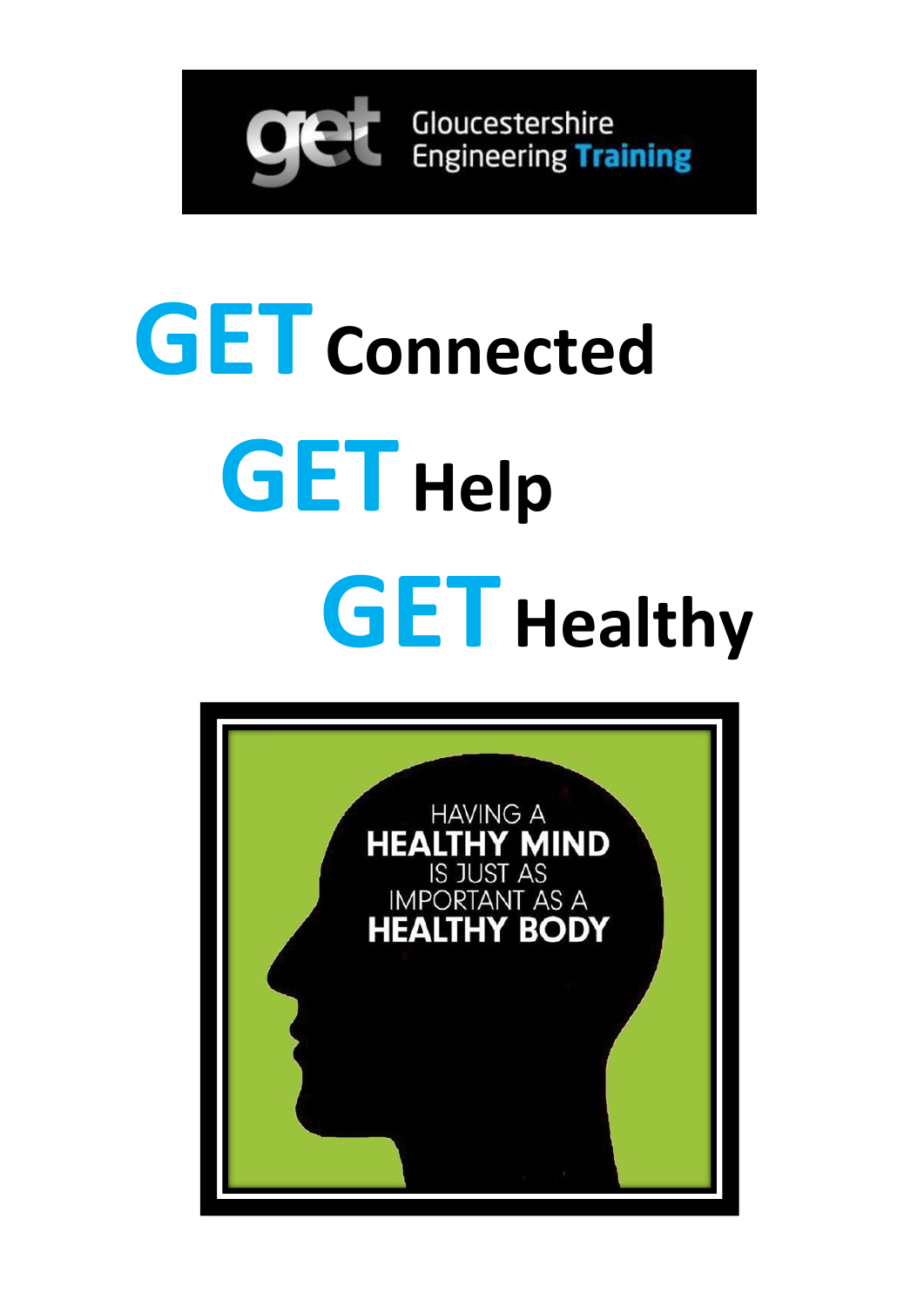Gloucestershire Engineering **Training**

# GET Connected

# GET Help

# GET Healthy

HAVING A
**HEALTHY MIND**
IS JUST AS
IMPORTANT AS A
**HEALTHY BODY**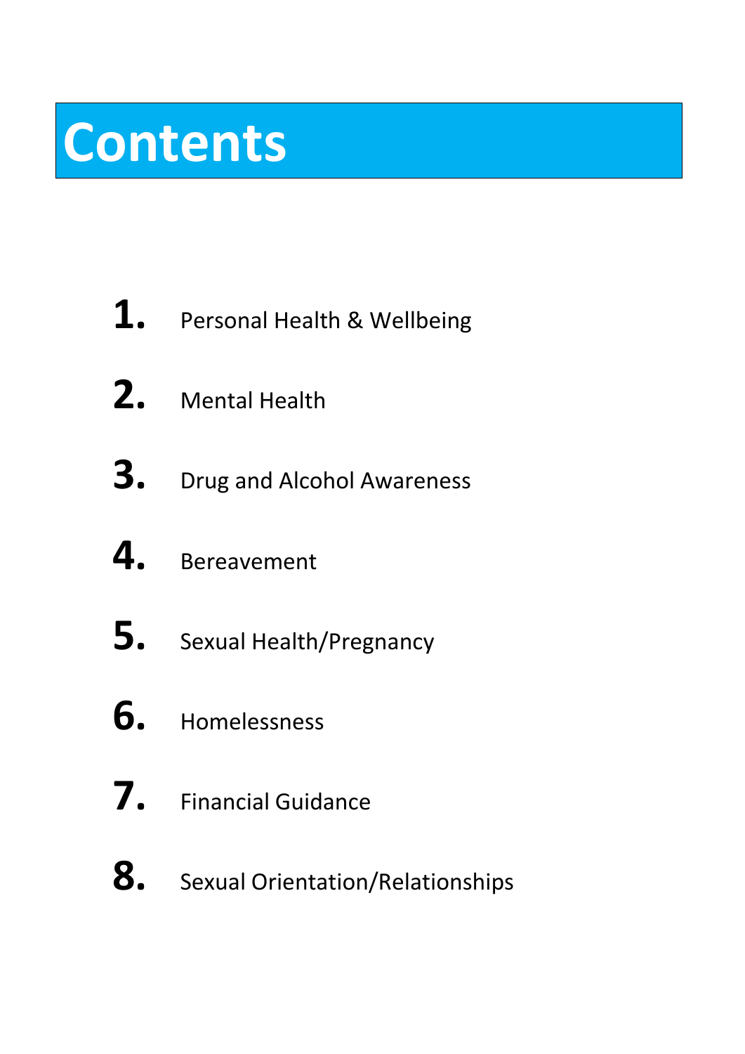# Contents

1. Personal Health & Wellbeing
2. Mental Health
3. Drug and Alcohol Awareness
4. Bereavement
5. Sexual Health/Pregnancy
6. Homelessness
7. Financial Guidance
8. Sexual Orientation/Relationships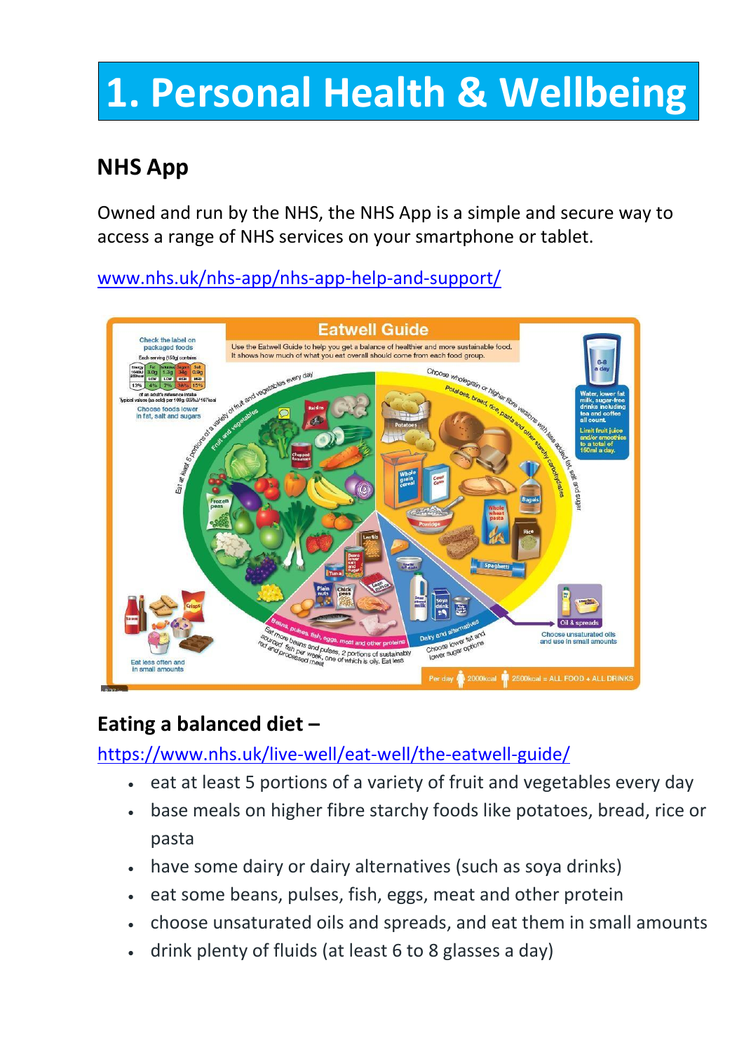# 1. Personal Health & Wellbeing

## NHS App

Owned and run by the NHS, the NHS App is a simple and secure way to access a range of NHS services on your smartphone or tablet.

www.nhs.uk/nhs-app/nhs-app-help-and-support/

## Eating a balanced diet –

https://www.nhs.uk/live-well/eat-well/the-eatwell-guide/

- eat at least 5 portions of a variety of fruit and vegetables every day
- base meals on higher fibre starchy foods like potatoes, bread, rice or pasta
- have some dairy or dairy alternatives (such as soya drinks)
- eat some beans, pulses, fish, eggs, meat and other protein
- choose unsaturated oils and spreads, and eat them in small amounts
- drink plenty of fluids (at least 6 to 8 glasses a day)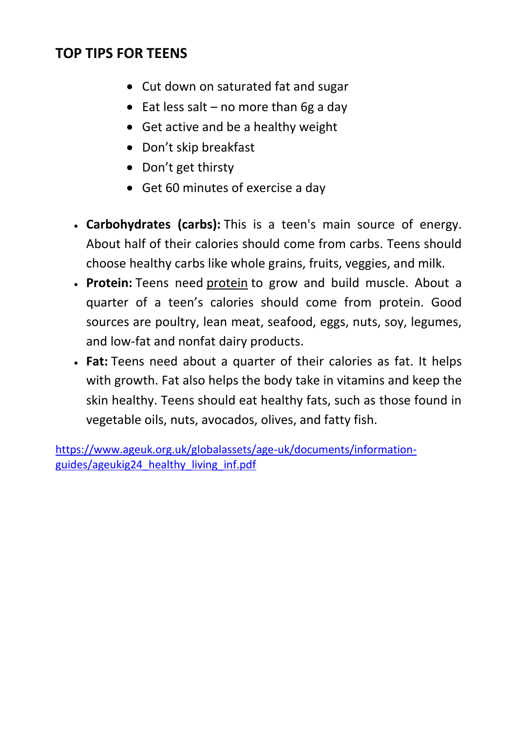## TOP TIPS FOR TEENS

- Cut down on saturated fat and sugar
- Eat less salt – no more than 6g a day
- Get active and be a healthy weight
- Don't skip breakfast
- Don't get thirsty
- Get 60 minutes of exercise a day

- **Carbohydrates (carbs):** This is a teen's main source of energy. About half of their calories should come from carbs. Teens should choose healthy carbs like whole grains, fruits, veggies, and milk.
- **Protein:** Teens need protein to grow and build muscle. About a quarter of a teen's calories should come from protein. Good sources are poultry, lean meat, seafood, eggs, nuts, soy, legumes, and low-fat and nonfat dairy products.
- **Fat:** Teens need about a quarter of their calories as fat. It helps with growth. Fat also helps the body take in vitamins and keep the skin healthy. Teens should eat healthy fats, such as those found in vegetable oils, nuts, avocados, olives, and fatty fish.

https://www.ageuk.org.uk/globalassets/age-uk/documents/information-guides/ageukig24_healthy_living_inf.pdf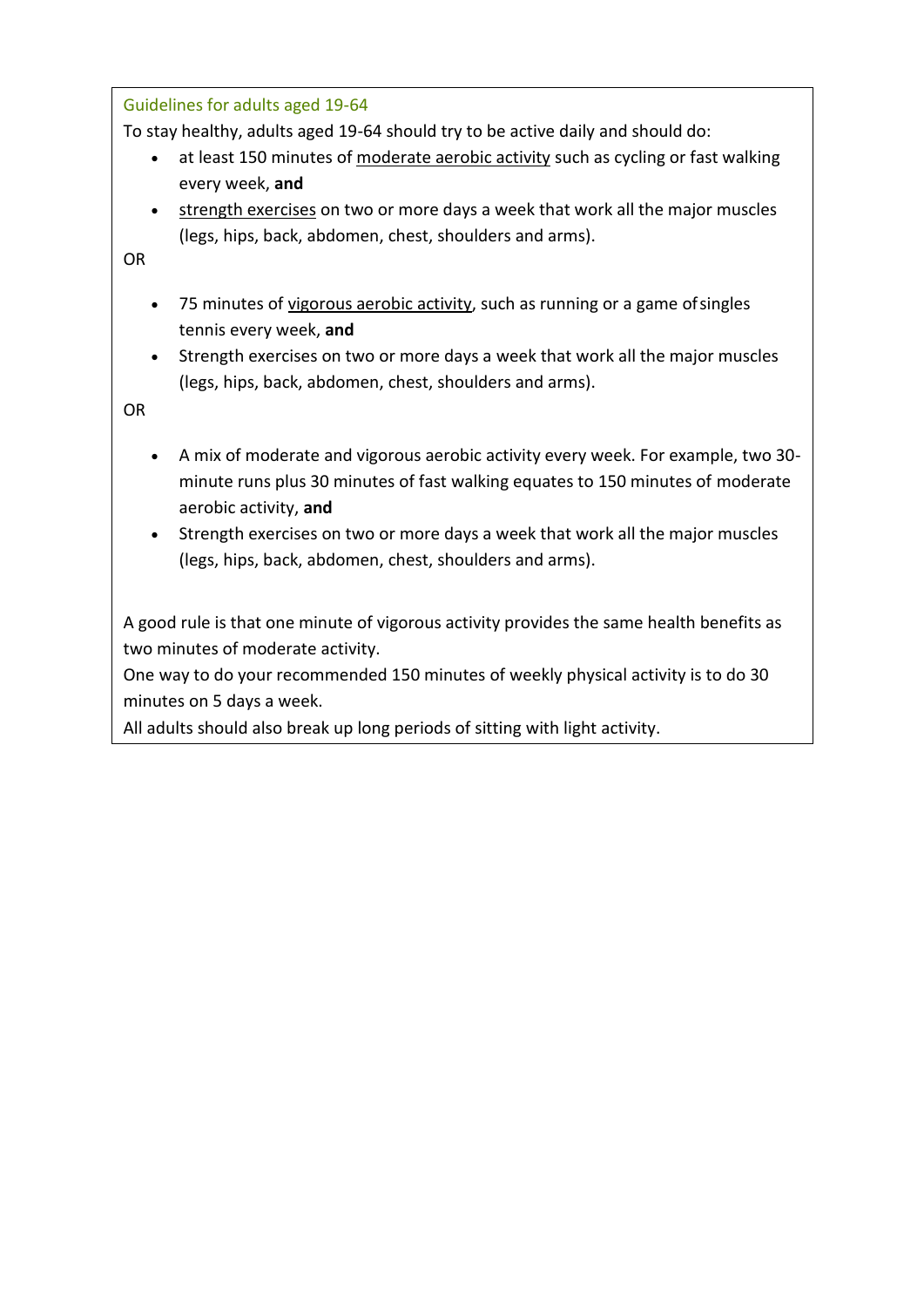### Guidelines for adults aged 19-64

To stay healthy, adults aged 19-64 should try to be active daily and should do:

- at least 150 minutes of moderate aerobic activity such as cycling or fast walking every week, **and**
- strength exercises on two or more days a week that work all the major muscles (legs, hips, back, abdomen, chest, shoulders and arms).

OR

- 75 minutes of vigorous aerobic activity, such as running or a game of singles tennis every week, **and**
- Strength exercises on two or more days a week that work all the major muscles (legs, hips, back, abdomen, chest, shoulders and arms).

OR

- A mix of moderate and vigorous aerobic activity every week. For example, two 30-minute runs plus 30 minutes of fast walking equates to 150 minutes of moderate aerobic activity, **and**
- Strength exercises on two or more days a week that work all the major muscles (legs, hips, back, abdomen, chest, shoulders and arms).

A good rule is that one minute of vigorous activity provides the same health benefits as two minutes of moderate activity.

One way to do your recommended 150 minutes of weekly physical activity is to do 30 minutes on 5 days a week.

All adults should also break up long periods of sitting with light activity.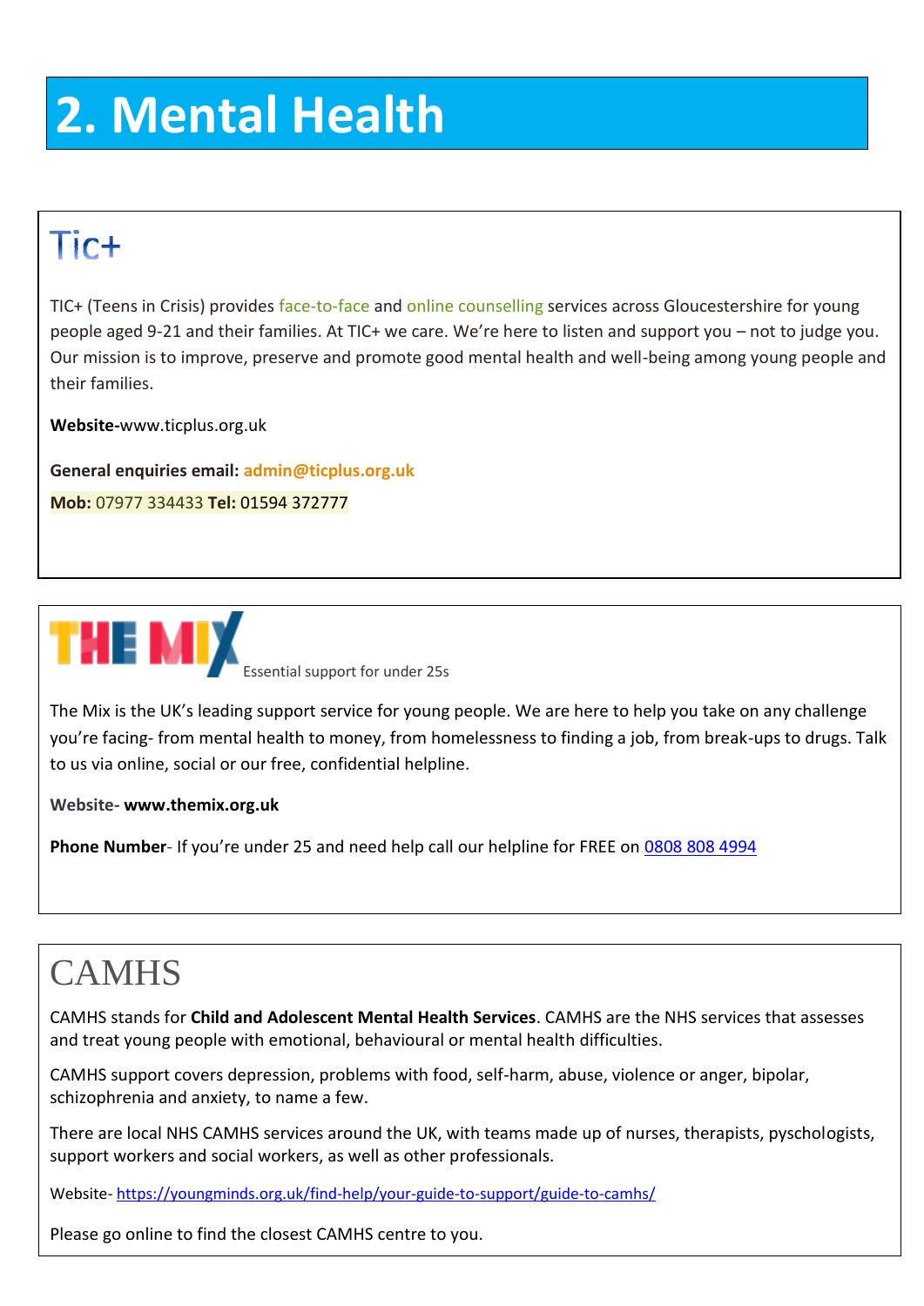# 2. Mental Health

## Tic+

TIC+ (Teens in Crisis) provides face-to-face and online counselling services across Gloucestershire for young people aged 9-21 and their families. At TIC+ we care. We're here to listen and support you – not to judge you. Our mission is to improve, preserve and promote good mental health and well-being among young people and their families.

**Website-**www.ticplus.org.uk

**General enquiries email:** **admin@ticplus.org.uk**

**Mob:** 07977 334433 **Tel:** 01594 372777

## THE MIX

Essential support for under 25s

The Mix is the UK's leading support service for young people. We are here to help you take on any challenge you're facing- from mental health to money, from homelessness to finding a job, from break-ups to drugs. Talk to us via online, social or our free, confidential helpline.

**Website- www.themix.org.uk**

**Phone Number**- If you're under 25 and need help call our helpline for FREE on 0808 808 4994

## CAMHS

CAMHS stands for **Child and Adolescent Mental Health Services**. CAMHS are the NHS services that assesses and treat young people with emotional, behavioural or mental health difficulties.

CAMHS support covers depression, problems with food, self-harm, abuse, violence or anger, bipolar, schizophrenia and anxiety, to name a few.

There are local NHS CAMHS services around the UK, with teams made up of nurses, therapists, pyschologists, support workers and social workers, as well as other professionals.

Website- https://youngminds.org.uk/find-help/your-guide-to-support/guide-to-camhs/

Please go online to find the closest CAMHS centre to you.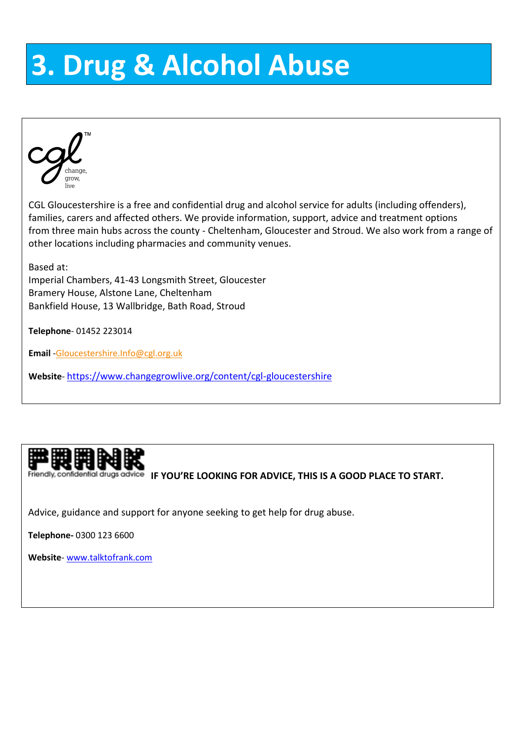# 3. Drug & Alcohol Abuse

CGL Gloucestershire is a free and confidential drug and alcohol service for adults (including offenders), families, carers and affected others. We provide information, support, advice and treatment options from three main hubs across the county - Cheltenham, Gloucester and Stroud. We also work from a range of other locations including pharmacies and community venues.

Based at:
Imperial Chambers, 41-43 Longsmith Street, Gloucester
Bramery House, Alstone Lane, Cheltenham
Bankfield House, 13 Wallbridge, Bath Road, Stroud

**Telephone**- 01452 223014

**Email** -Gloucestershire.Info@cgl.org.uk

**Website**- https://www.changegrowlive.org/content/cgl-gloucestershire

---

**IF YOU'RE LOOKING FOR ADVICE, THIS IS A GOOD PLACE TO START.**

Advice, guidance and support for anyone seeking to get help for drug abuse.

**Telephone-** 0300 123 6600

**Website**- www.talktofrank.com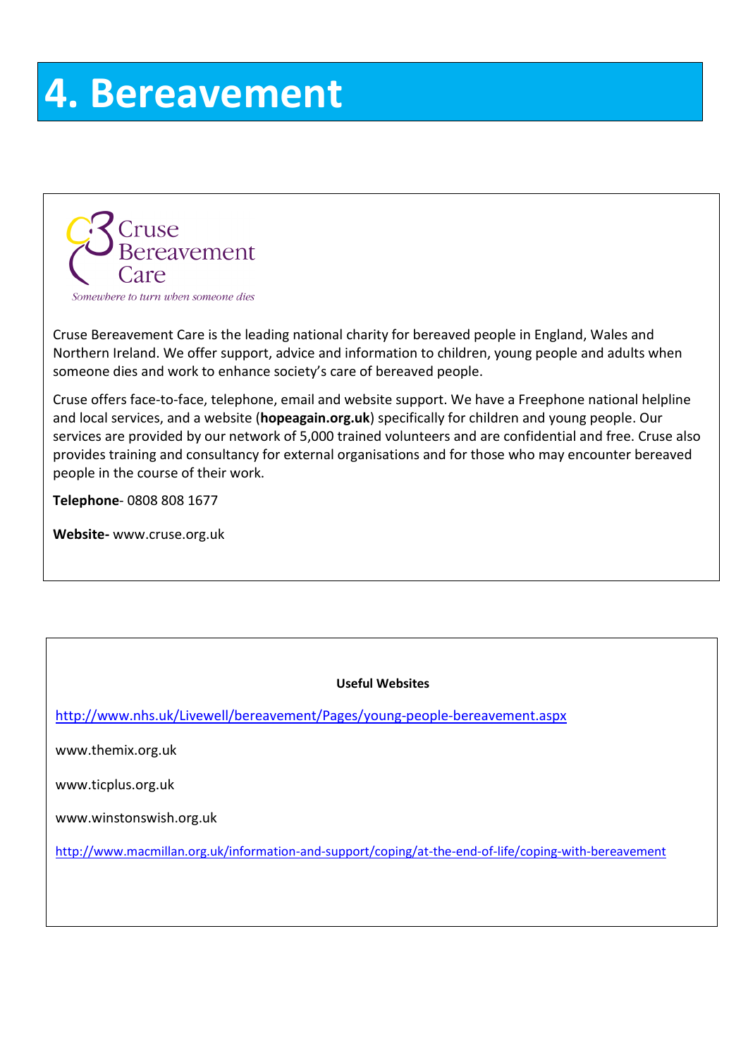# 4. Bereavement

Cruse Bereavement Care

*Somewhere to turn when someone dies*

Cruse Bereavement Care is the leading national charity for bereaved people in England, Wales and Northern Ireland. We offer support, advice and information to children, young people and adults when someone dies and work to enhance society's care of bereaved people.

Cruse offers face-to-face, telephone, email and website support. We have a Freephone national helpline and local services, and a website (**hopeagain.org.uk**) specifically for children and young people. Our services are provided by our network of 5,000 trained volunteers and are confidential and free. Cruse also provides training and consultancy for external organisations and for those who may encounter bereaved people in the course of their work.

**Telephone**- 0808 808 1677

**Website-** www.cruse.org.uk

**Useful Websites**

http://www.nhs.uk/Livewell/bereavement/Pages/young-people-bereavement.aspx

www.themix.org.uk

www.ticplus.org.uk

www.winstonswish.org.uk

http://www.macmillan.org.uk/information-and-support/coping/at-the-end-of-life/coping-with-bereavement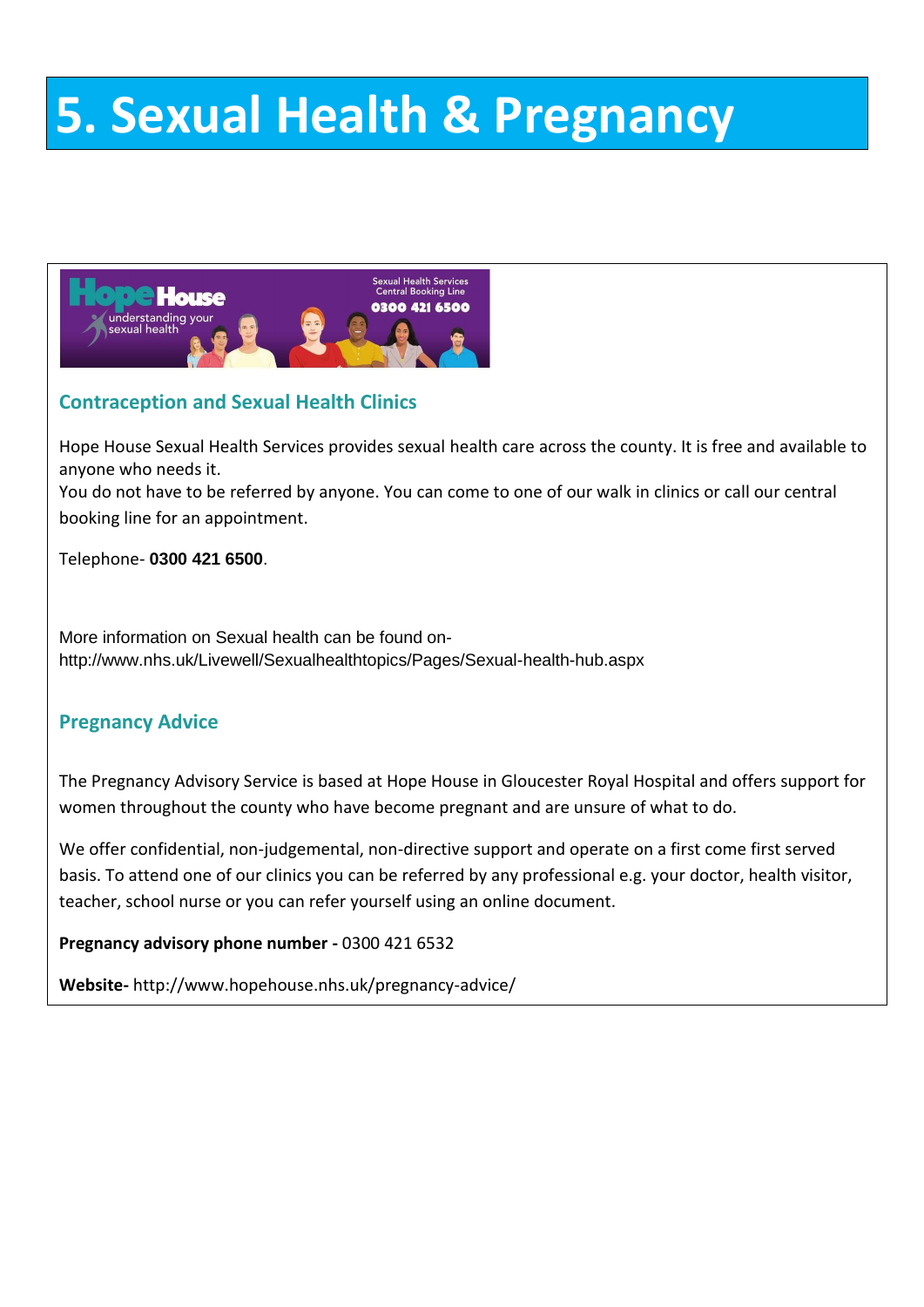# 5. Sexual Health & Pregnancy

## Contraception and Sexual Health Clinics

Hope House Sexual Health Services provides sexual health care across the county. It is free and available to anyone who needs it.
You do not have to be referred by anyone. You can come to one of our walk in clinics or call our central booking line for an appointment.

Telephone- **0300 421 6500**.

More information on Sexual health can be found on- http://www.nhs.uk/Livewell/Sexualhealthtopics/Pages/Sexual-health-hub.aspx

## Pregnancy Advice

The Pregnancy Advisory Service is based at Hope House in Gloucester Royal Hospital and offers support for women throughout the county who have become pregnant and are unsure of what to do.

We offer confidential, non-judgemental, non-directive support and operate on a first come first served basis. To attend one of our clinics you can be referred by any professional e.g. your doctor, health visitor, teacher, school nurse or you can refer yourself using an online document.

**Pregnancy advisory phone number -** 0300 421 6532

**Website-** http://www.hopehouse.nhs.uk/pregnancy-advice/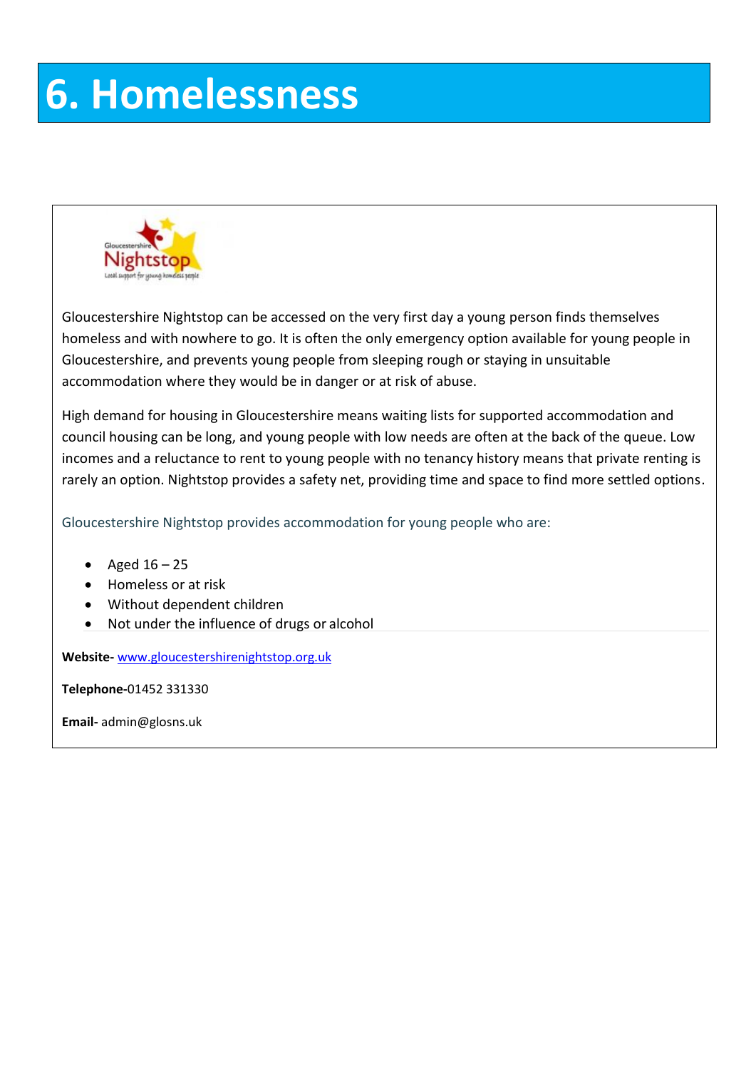# 6. Homelessness

Gloucestershire Nightstop can be accessed on the very first day a young person finds themselves homeless and with nowhere to go. It is often the only emergency option available for young people in Gloucestershire, and prevents young people from sleeping rough or staying in unsuitable accommodation where they would be in danger or at risk of abuse.

High demand for housing in Gloucestershire means waiting lists for supported accommodation and council housing can be long, and young people with low needs are often at the back of the queue. Low incomes and a reluctance to rent to young people with no tenancy history means that private renting is rarely an option. Nightstop provides a safety net, providing time and space to find more settled options.

Gloucestershire Nightstop provides accommodation for young people who are:

- Aged 16 – 25
- Homeless or at risk
- Without dependent children
- Not under the influence of drugs or alcohol

**Website-** www.gloucestershirenightstop.org.uk

**Telephone-**01452 331330

**Email-** admin@glosns.uk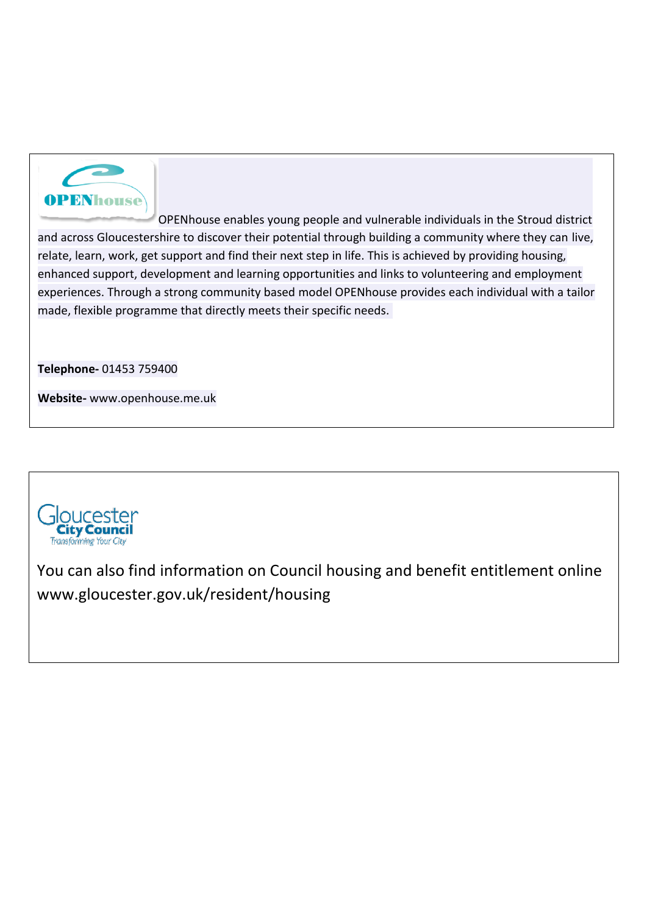OPENhouse enables young people and vulnerable individuals in the Stroud district and across Gloucestershire to discover their potential through building a community where they can live, relate, learn, work, get support and find their next step in life. This is achieved by providing housing, enhanced support, development and learning opportunities and links to volunteering and employment experiences. Through a strong community based model OPENhouse provides each individual with a tailor made, flexible programme that directly meets their specific needs.

**Telephone-** 01453 759400

**Website-** www.openhouse.me.uk

You can also find information on Council housing and benefit entitlement online www.gloucester.gov.uk/resident/housing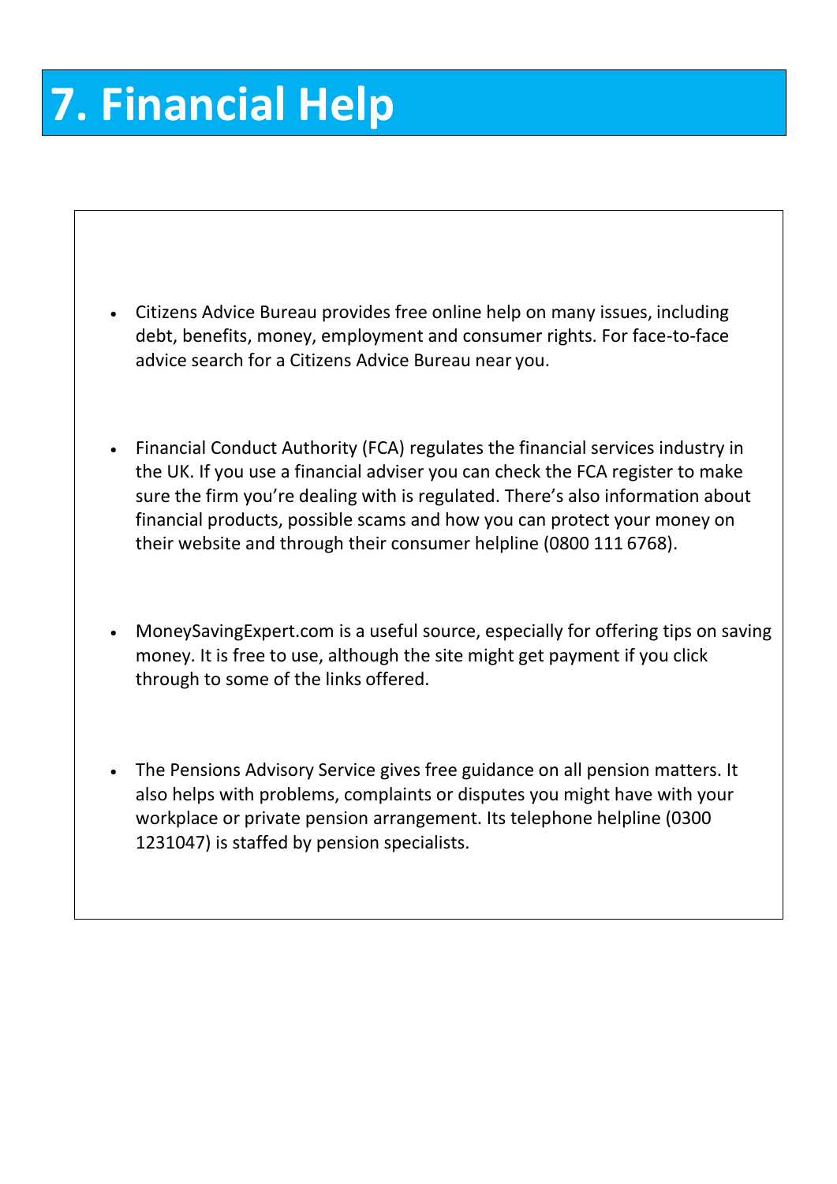# 7. Financial Help

- Citizens Advice Bureau provides free online help on many issues, including debt, benefits, money, employment and consumer rights. For face-to-face advice search for a Citizens Advice Bureau near you.

- Financial Conduct Authority (FCA) regulates the financial services industry in the UK. If you use a financial adviser you can check the FCA register to make sure the firm you're dealing with is regulated. There's also information about financial products, possible scams and how you can protect your money on their website and through their consumer helpline (0800 111 6768).

- MoneySavingExpert.com is a useful source, especially for offering tips on saving money. It is free to use, although the site might get payment if you click through to some of the links offered.

- The Pensions Advisory Service gives free guidance on all pension matters. It also helps with problems, complaints or disputes you might have with your workplace or private pension arrangement. Its telephone helpline (0300 1231047) is staffed by pension specialists.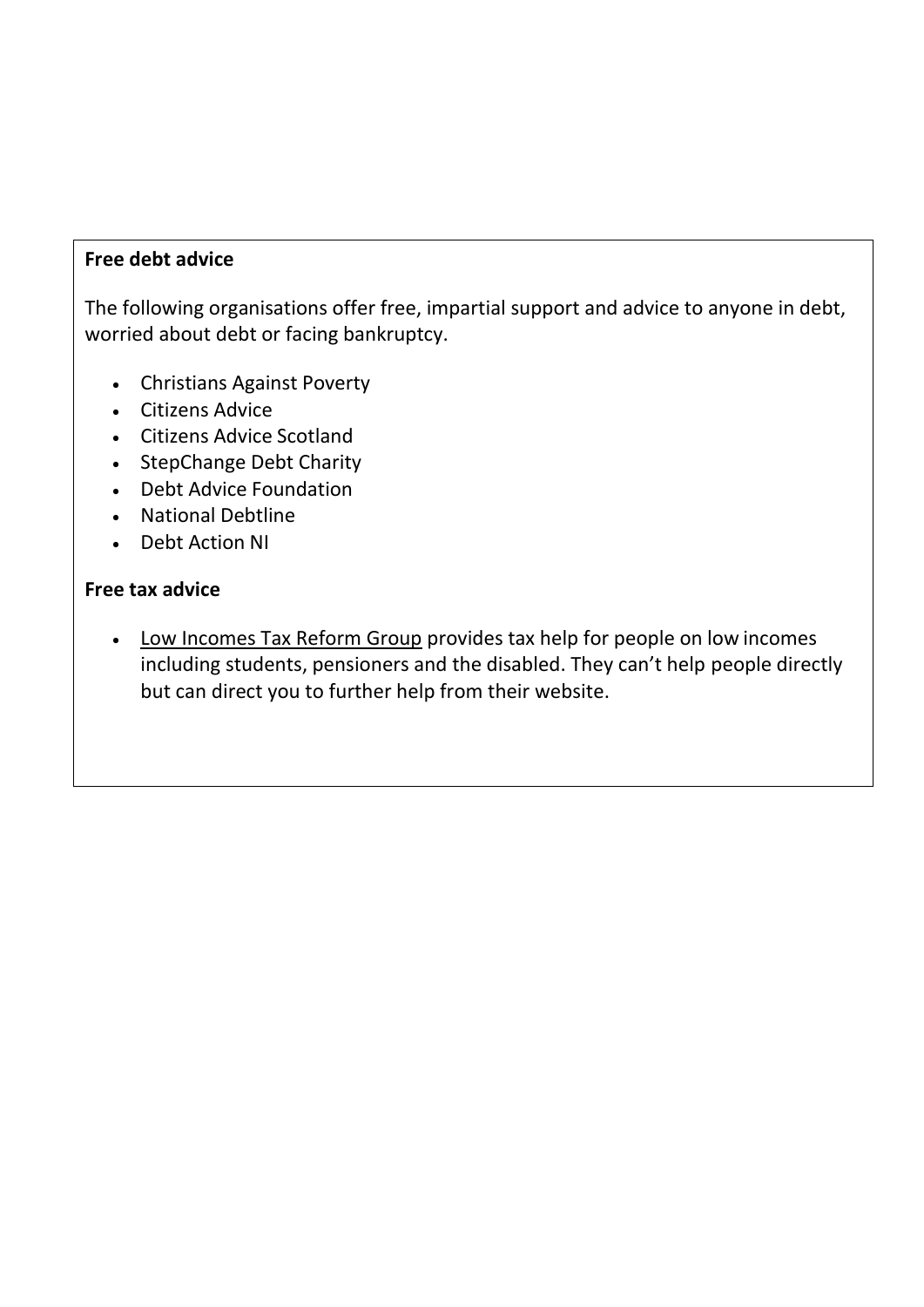**Free debt advice**

The following organisations offer free, impartial support and advice to anyone in debt, worried about debt or facing bankruptcy.

- Christians Against Poverty
- Citizens Advice
- Citizens Advice Scotland
- StepChange Debt Charity
- Debt Advice Foundation
- National Debtline
- Debt Action NI

**Free tax advice**

- Low Incomes Tax Reform Group provides tax help for people on low incomes including students, pensioners and the disabled. They can't help people directly but can direct you to further help from their website.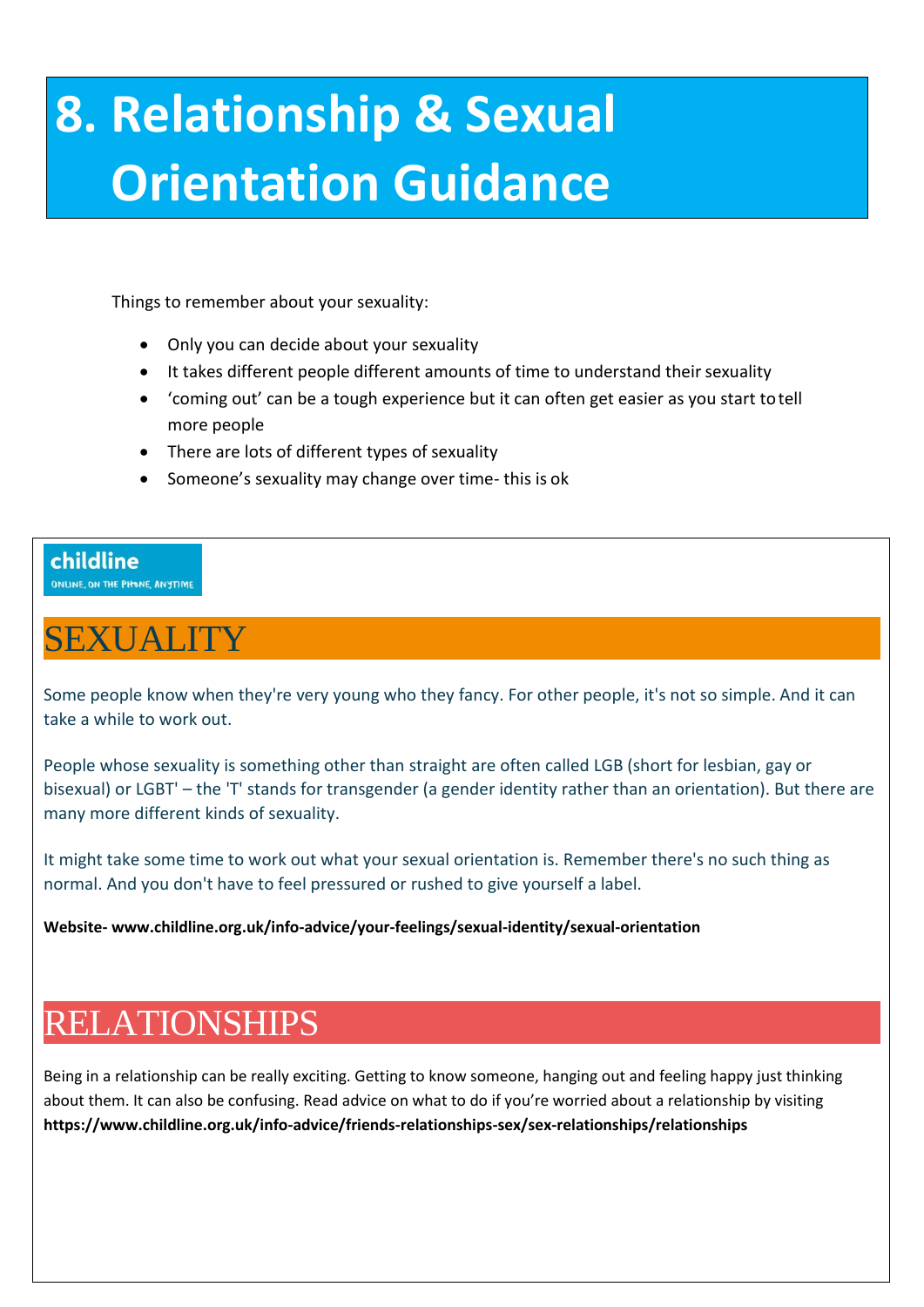# 8. Relationship & Sexual Orientation Guidance

Things to remember about your sexuality:

- Only you can decide about your sexuality
- It takes different people different amounts of time to understand their sexuality
- ‘coming out’ can be a tough experience but it can often get easier as you start to tell more people
- There are lots of different types of sexuality
- Someone’s sexuality may change over time- this is ok

childline
ONLINE, ON THE PHONE, ANYTIME

## SEXUALITY

Some people know when they're very young who they fancy. For other people, it's not so simple. And it can take a while to work out.

People whose sexuality is something other than straight are often called LGB (short for lesbian, gay or bisexual) or LGBT' – the 'T' stands for transgender (a gender identity rather than an orientation). But there are many more different kinds of sexuality.

It might take some time to work out what your sexual orientation is. Remember there's no such thing as normal. And you don't have to feel pressured or rushed to give yourself a label.

**Website- www.childline.org.uk/info-advice/your-feelings/sexual-identity/sexual-orientation**

## RELATIONSHIPS

Being in a relationship can be really exciting. Getting to know someone, hanging out and feeling happy just thinking about them. It can also be confusing. Read advice on what to do if you’re worried about a relationship by visiting **https://www.childline.org.uk/info-advice/friends-relationships-sex/sex-relationships/relationships**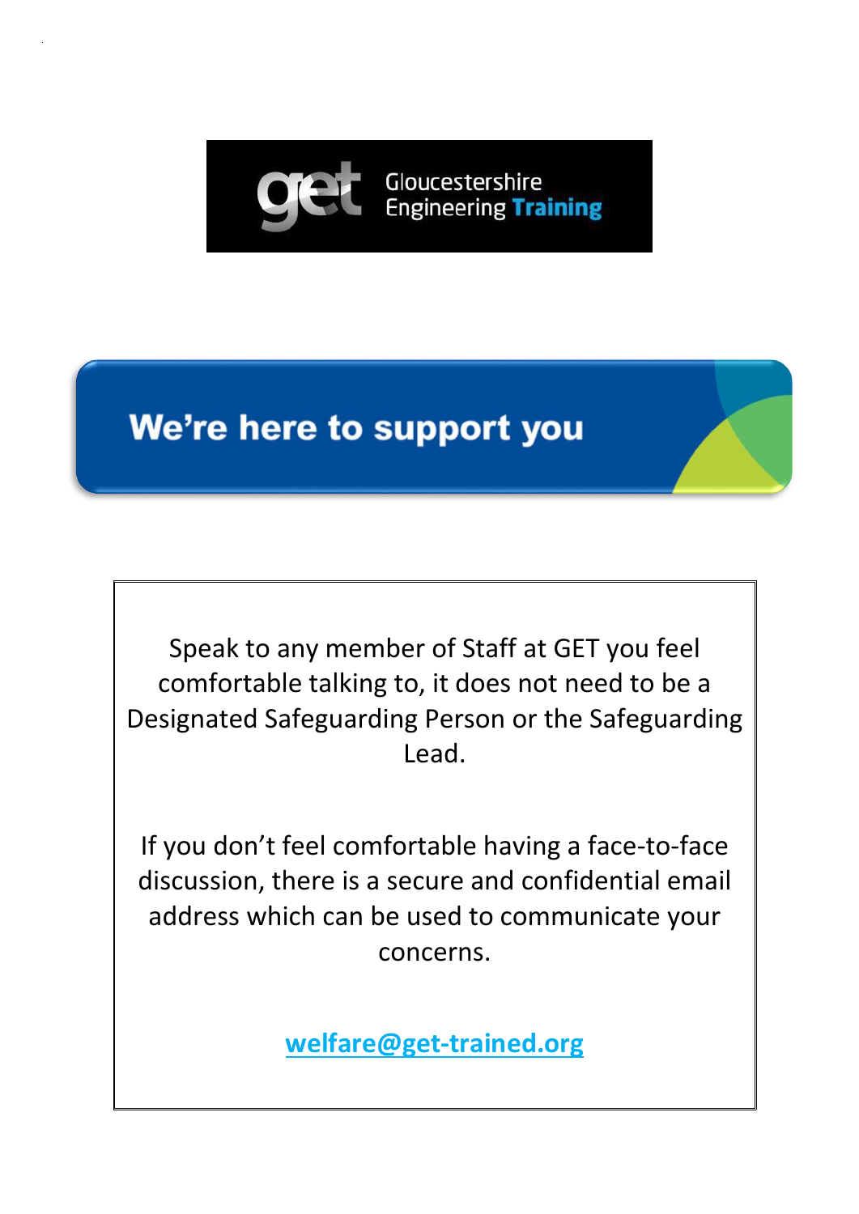get Gloucestershire Engineering Training

## We're here to support you

Speak to any member of Staff at GET you feel comfortable talking to, it does not need to be a Designated Safeguarding Person or the Safeguarding Lead.

If you don't feel comfortable having a face-to-face discussion, there is a secure and confidential email address which can be used to communicate your concerns.

welfare@get-trained.org